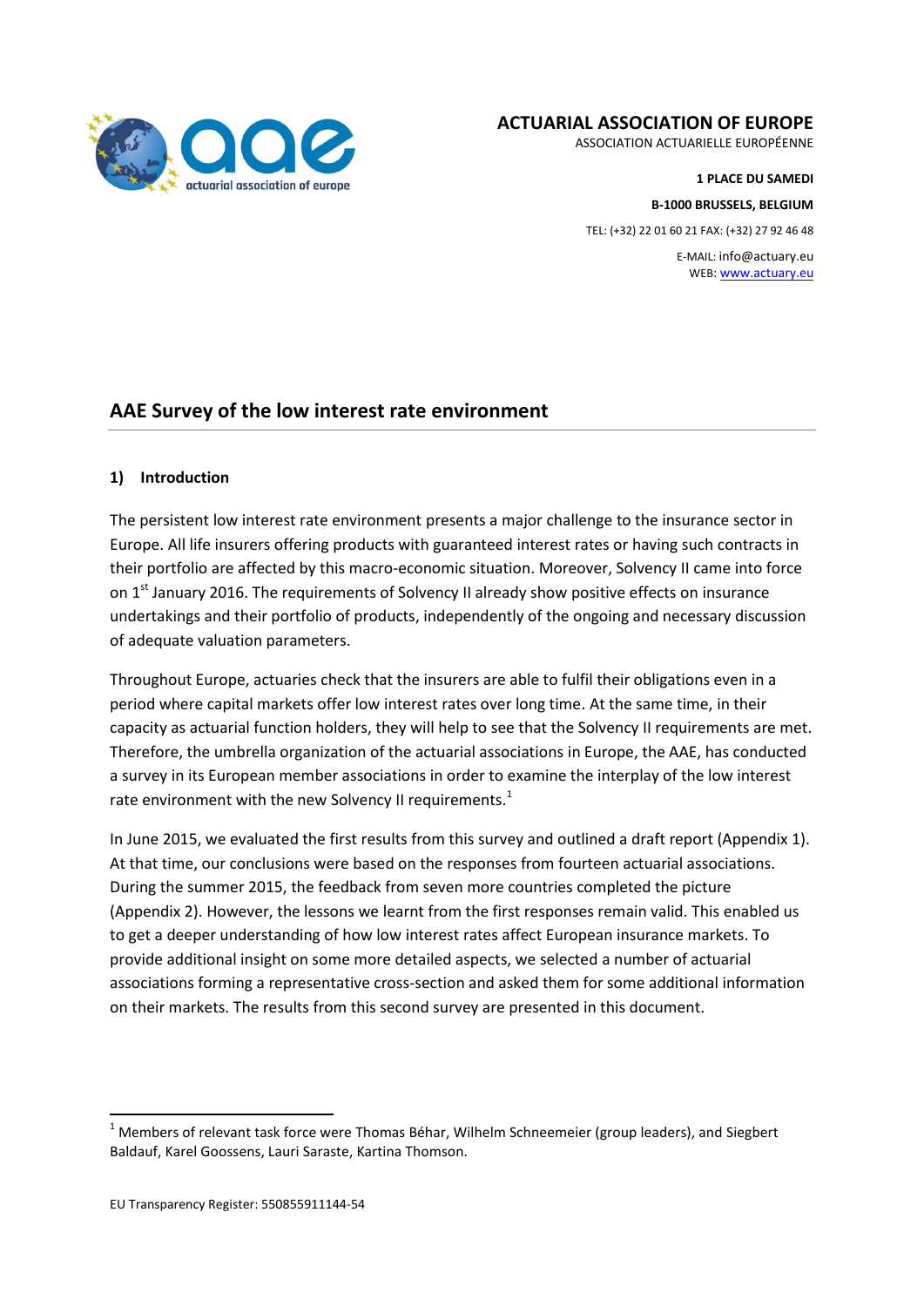ACTUARIAL ASSOCIATION OF EUROPE
ASSOCIATION ACTUARIELLE EUROPÉENNE

**1 PLACE DU SAMEDI**

**B-1000 BRUSSELS, BELGIUM**

TEL: (+32) 22 01 60 21 FAX: (+32) 27 92 46 48

E-MAIL: info@actuary.eu
WEB: www.actuary.eu

# AAE Survey of the low interest rate environment

## 1) Introduction

The persistent low interest rate environment presents a major challenge to the insurance sector in Europe. All life insurers offering products with guaranteed interest rates or having such contracts in their portfolio are affected by this macro-economic situation. Moreover, Solvency II came into force on 1st January 2016. The requirements of Solvency II already show positive effects on insurance undertakings and their portfolio of products, independently of the ongoing and necessary discussion of adequate valuation parameters.

Throughout Europe, actuaries check that the insurers are able to fulfil their obligations even in a period where capital markets offer low interest rates over long time. At the same time, in their capacity as actuarial function holders, they will help to see that the Solvency II requirements are met. Therefore, the umbrella organization of the actuarial associations in Europe, the AAE, has conducted a survey in its European member associations in order to examine the interplay of the low interest rate environment with the new Solvency II requirements.[1]

In June 2015, we evaluated the first results from this survey and outlined a draft report (Appendix 1). At that time, our conclusions were based on the responses from fourteen actuarial associations. During the summer 2015, the feedback from seven more countries completed the picture (Appendix 2). However, the lessons we learnt from the first responses remain valid. This enabled us to get a deeper understanding of how low interest rates affect European insurance markets. To provide additional insight on some more detailed aspects, we selected a number of actuarial associations forming a representative cross-section and asked them for some additional information on their markets. The results from this second survey are presented in this document.

[1] Members of relevant task force were Thomas Béhar, Wilhelm Schneemeier (group leaders), and Siegbert Baldauf, Karel Goossens, Lauri Saraste, Kartina Thomson.

EU Transparency Register: 550855911144-54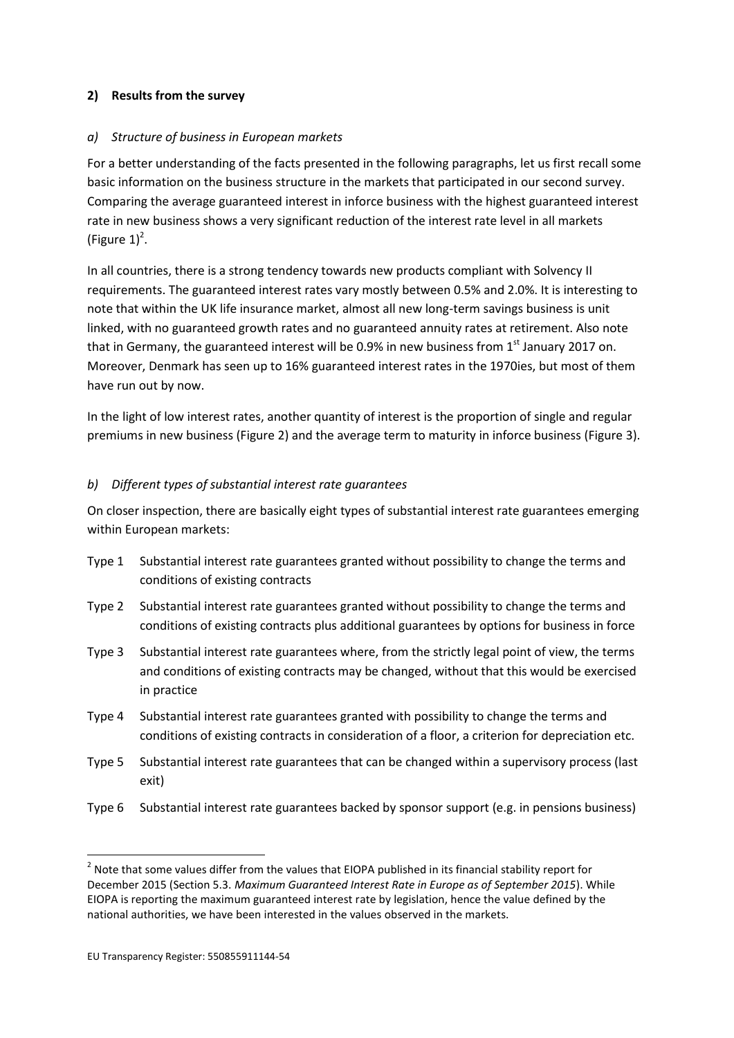## 2) Results from the survey

### *a) Structure of business in European markets*

For a better understanding of the facts presented in the following paragraphs, let us first recall some basic information on the business structure in the markets that participated in our second survey. Comparing the average guaranteed interest in inforce business with the highest guaranteed interest rate in new business shows a very significant reduction of the interest rate level in all markets (Figure 1)[2].

In all countries, there is a strong tendency towards new products compliant with Solvency II requirements. The guaranteed interest rates vary mostly between 0.5% and 2.0%. It is interesting to note that within the UK life insurance market, almost all new long-term savings business is unit linked, with no guaranteed growth rates and no guaranteed annuity rates at retirement. Also note that in Germany, the guaranteed interest will be 0.9% in new business from 1st January 2017 on. Moreover, Denmark has seen up to 16% guaranteed interest rates in the 1970ies, but most of them have run out by now.

In the light of low interest rates, another quantity of interest is the proportion of single and regular premiums in new business (Figure 2) and the average term to maturity in inforce business (Figure 3).

### *b) Different types of substantial interest rate guarantees*

On closer inspection, there are basically eight types of substantial interest rate guarantees emerging within European markets:

- Type 1 Substantial interest rate guarantees granted without possibility to change the terms and conditions of existing contracts
- Type 2 Substantial interest rate guarantees granted without possibility to change the terms and conditions of existing contracts plus additional guarantees by options for business in force
- Type 3 Substantial interest rate guarantees where, from the strictly legal point of view, the terms and conditions of existing contracts may be changed, without that this would be exercised in practice
- Type 4 Substantial interest rate guarantees granted with possibility to change the terms and conditions of existing contracts in consideration of a floor, a criterion for depreciation etc.
- Type 5 Substantial interest rate guarantees that can be changed within a supervisory process (last exit)
- Type 6 Substantial interest rate guarantees backed by sponsor support (e.g. in pensions business)

[2] Note that some values differ from the values that EIOPA published in its financial stability report for December 2015 (Section 5.3. *Maximum Guaranteed Interest Rate in Europe as of September 2015*). While EIOPA is reporting the maximum guaranteed interest rate by legislation, hence the value defined by the national authorities, we have been interested in the values observed in the markets.

EU Transparency Register: 550855911144-54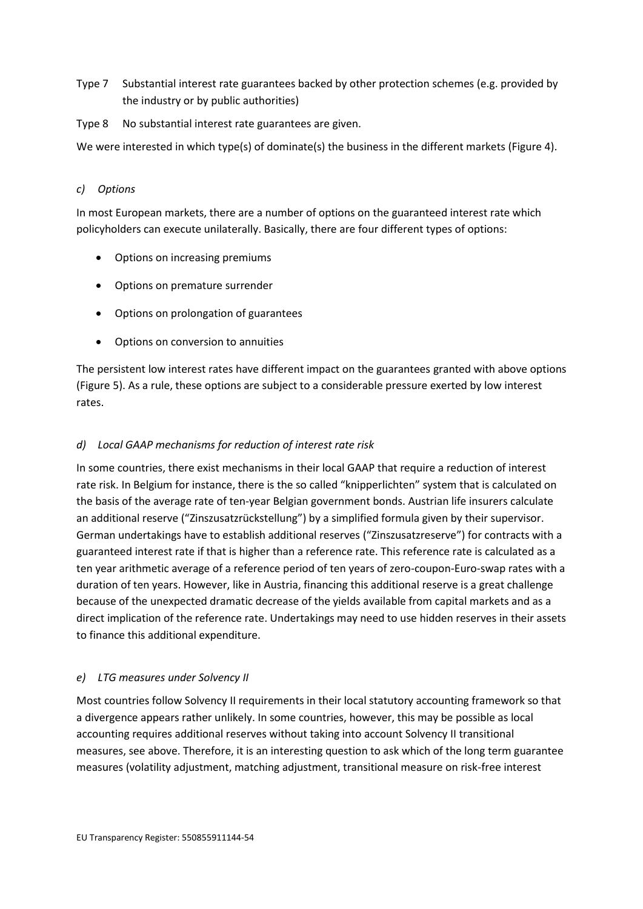Type 7 Substantial interest rate guarantees backed by other protection schemes (e.g. provided by the industry or by public authorities)

Type 8 No substantial interest rate guarantees are given.

We were interested in which type(s) of dominate(s) the business in the different markets (Figure 4).

*c) Options*

In most European markets, there are a number of options on the guaranteed interest rate which policyholders can execute unilaterally. Basically, there are four different types of options:

- Options on increasing premiums
- Options on premature surrender
- Options on prolongation of guarantees
- Options on conversion to annuities

The persistent low interest rates have different impact on the guarantees granted with above options (Figure 5). As a rule, these options are subject to a considerable pressure exerted by low interest rates.

*d) Local GAAP mechanisms for reduction of interest rate risk*

In some countries, there exist mechanisms in their local GAAP that require a reduction of interest rate risk. In Belgium for instance, there is the so called "knipperlichten" system that is calculated on the basis of the average rate of ten-year Belgian government bonds. Austrian life insurers calculate an additional reserve ("Zinszusatzrückstellung") by a simplified formula given by their supervisor. German undertakings have to establish additional reserves ("Zinszusatzreserve") for contracts with a guaranteed interest rate if that is higher than a reference rate. This reference rate is calculated as a ten year arithmetic average of a reference period of ten years of zero-coupon-Euro-swap rates with a duration of ten years. However, like in Austria, financing this additional reserve is a great challenge because of the unexpected dramatic decrease of the yields available from capital markets and as a direct implication of the reference rate. Undertakings may need to use hidden reserves in their assets to finance this additional expenditure.

*e) LTG measures under Solvency II*

Most countries follow Solvency II requirements in their local statutory accounting framework so that a divergence appears rather unlikely. In some countries, however, this may be possible as local accounting requires additional reserves without taking into account Solvency II transitional measures, see above. Therefore, it is an interesting question to ask which of the long term guarantee measures (volatility adjustment, matching adjustment, transitional measure on risk-free interest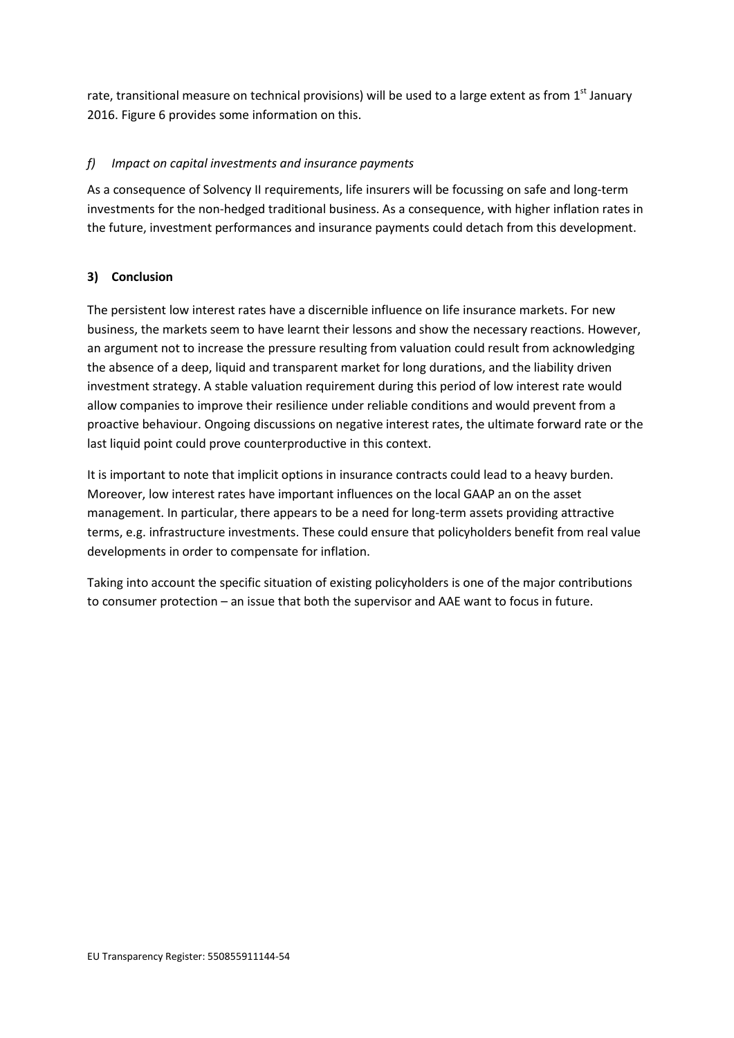rate, transitional measure on technical provisions) will be used to a large extent as from 1st January 2016. Figure 6 provides some information on this.

### *f) Impact on capital investments and insurance payments*

As a consequence of Solvency II requirements, life insurers will be focussing on safe and long-term investments for the non-hedged traditional business. As a consequence, with higher inflation rates in the future, investment performances and insurance payments could detach from this development.

## 3) Conclusion

The persistent low interest rates have a discernible influence on life insurance markets. For new business, the markets seem to have learnt their lessons and show the necessary reactions. However, an argument not to increase the pressure resulting from valuation could result from acknowledging the absence of a deep, liquid and transparent market for long durations, and the liability driven investment strategy. A stable valuation requirement during this period of low interest rate would allow companies to improve their resilience under reliable conditions and would prevent from a proactive behaviour. Ongoing discussions on negative interest rates, the ultimate forward rate or the last liquid point could prove counterproductive in this context.

It is important to note that implicit options in insurance contracts could lead to a heavy burden. Moreover, low interest rates have important influences on the local GAAP an on the asset management. In particular, there appears to be a need for long-term assets providing attractive terms, e.g. infrastructure investments. These could ensure that policyholders benefit from real value developments in order to compensate for inflation.

Taking into account the specific situation of existing policyholders is one of the major contributions to consumer protection – an issue that both the supervisor and AAE want to focus in future.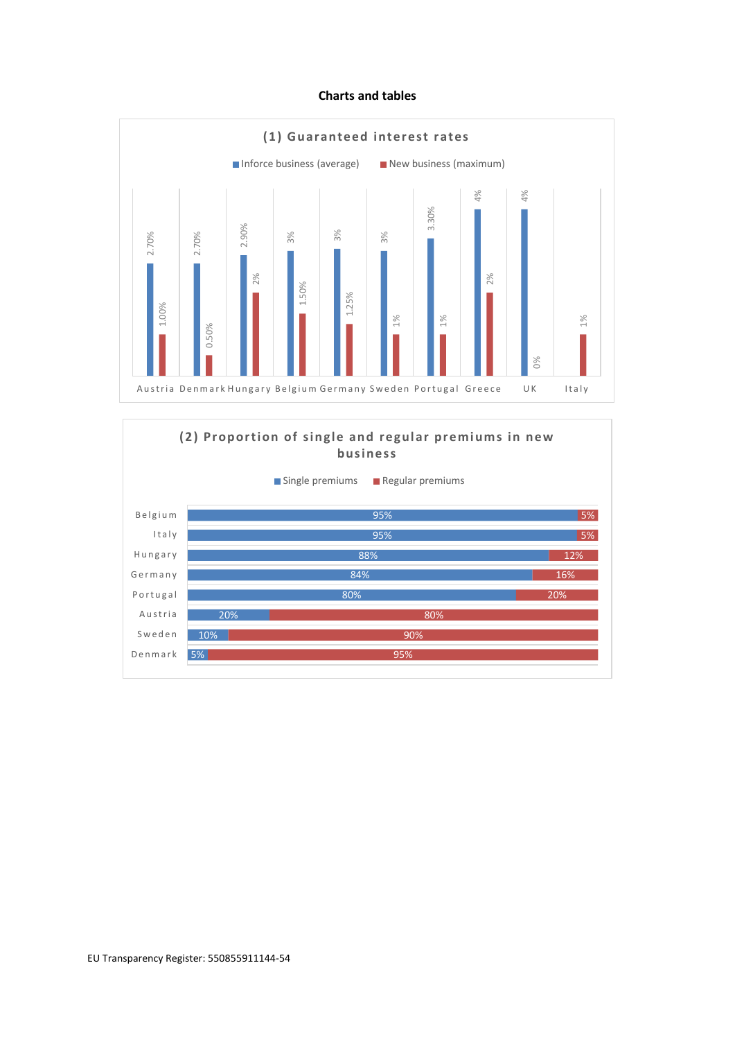**Charts and tables**

**(1) Guaranteed interest rates**

| Country | Inforce business (average) | New business (maximum) |
|---|---|---|
| Austria | 2.70% | 1.00% |
| Denmark | 2.70% | 0.50% |
| Hungary | 2.90% | 2% |
| Belgium | 3% | 1.50% |
| Germany | 3% | 1.25% |
| Sweden | 3% | 1% |
| Portugal | 3.30% | 1% |
| Greece | 4% | 2% |
| UK | 4% | 0% |
| Italy | | 1% |

**(2) Proportion of single and regular premiums in new business**

| Country | Single premiums | Regular premiums |
|---|---|---|
| Belgium | 95% | 5% |
| Italy | 95% | 5% |
| Hungary | 88% | 12% |
| Germany | 84% | 16% |
| Portugal | 80% | 20% |
| Austria | 20% | 80% |
| Sweden | 10% | 90% |
| Denmark | 5% | 95% |

EU Transparency Register: 550855911144-54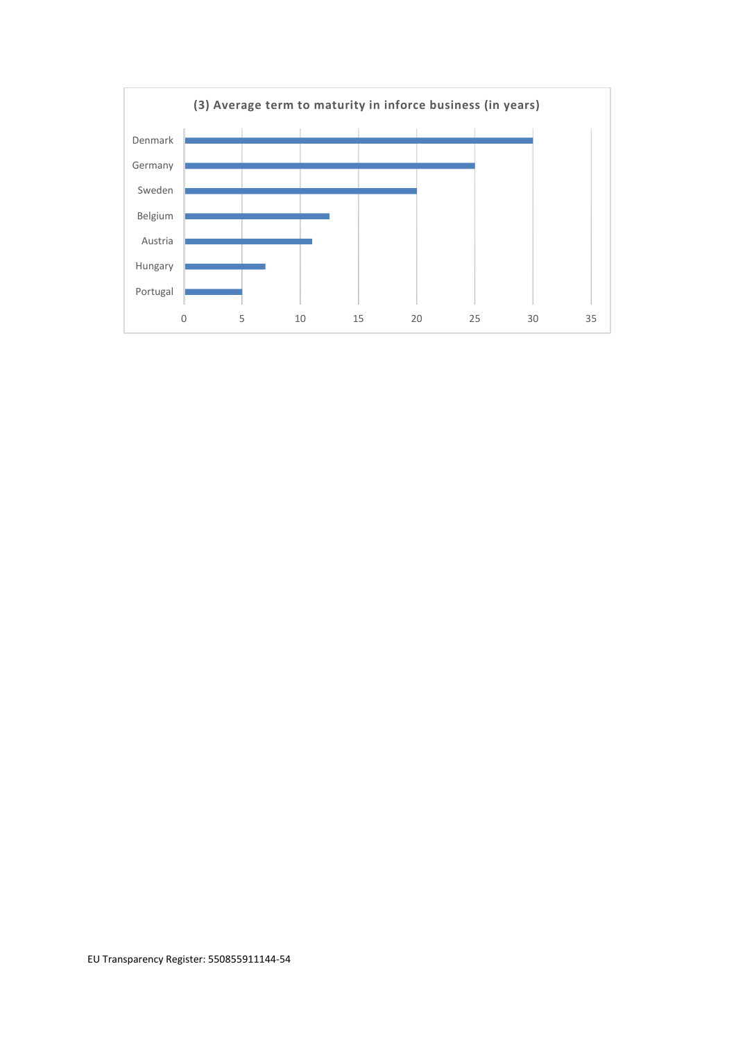**(3) Average term to maturity in inforce business (in years)**

| Country | Years |
|---|---|
| Denmark | 30 |
| Germany | 25 |
| Sweden | 20 |
| Belgium | 12.5 |
| Austria | 11 |
| Hungary | 7 |
| Portugal | 5 |

EU Transparency Register: 550855911144-54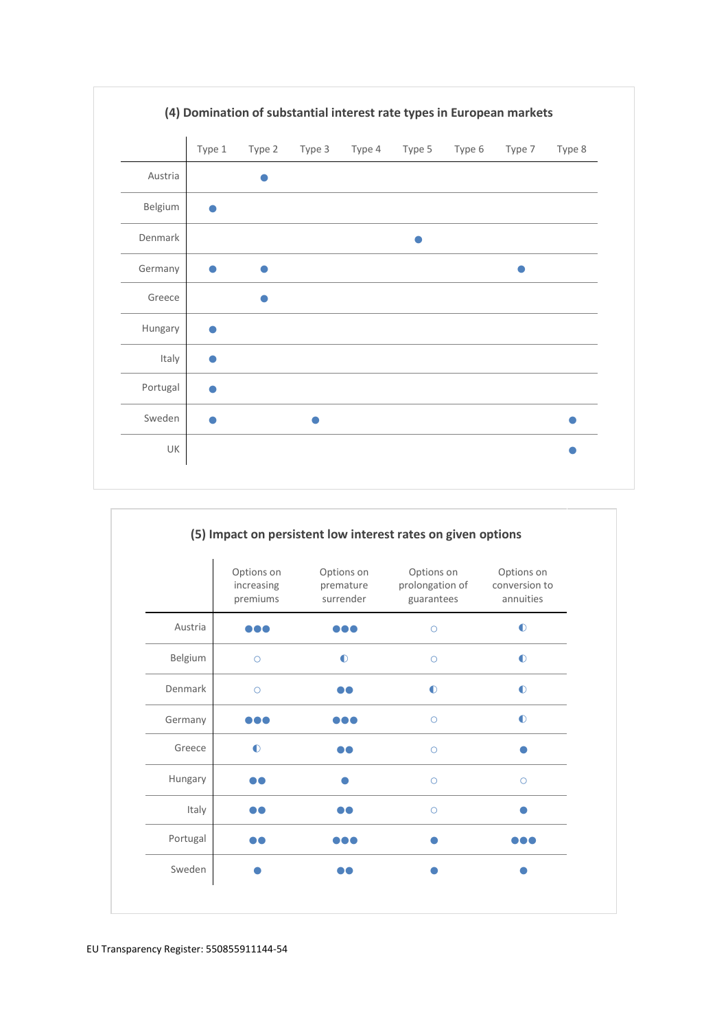**(4) Domination of substantial interest rate types in European markets**

| | Type 1 | Type 2 | Type 3 | Type 4 | Type 5 | Type 6 | Type 7 | Type 8 |
|---|---|---|---|---|---|---|---|---|
| Austria | | ● | | | | | | |
| Belgium | ● | | | | | | | |
| Denmark | | | | | ● | | | |
| Germany | ● | ● | | | | | ● | |
| Greece | | ● | | | | | | |
| Hungary | ● | | | | | | | |
| Italy | ● | | | | | | | |
| Portugal | ● | | | | | | | |
| Sweden | ● | | ● | | | | | ● |
| UK | | | | | | | | ● |

**(5) Impact on persistent low interest rates on given options**

| | Options on increasing premiums | Options on premature surrender | Options on prolongation of guarantees | Options on conversion to annuities |
|---|---|---|---|---|
| Austria | ●●● | ●●● | ○ | ◐ |
| Belgium | ○ | ◐ | ○ | ◐ |
| Denmark | ○ | ●● | ◐ | ◐ |
| Germany | ●●● | ●●● | ○ | ◐ |
| Greece | ◐ | ●● | ○ | ● |
| Hungary | ●● | ● | ○ | ○ |
| Italy | ●● | ●● | ○ | ● |
| Portugal | ●● | ●●● | ● | ●●● |
| Sweden | ● | ●● | ● | ● |

EU Transparency Register: 550855911144-54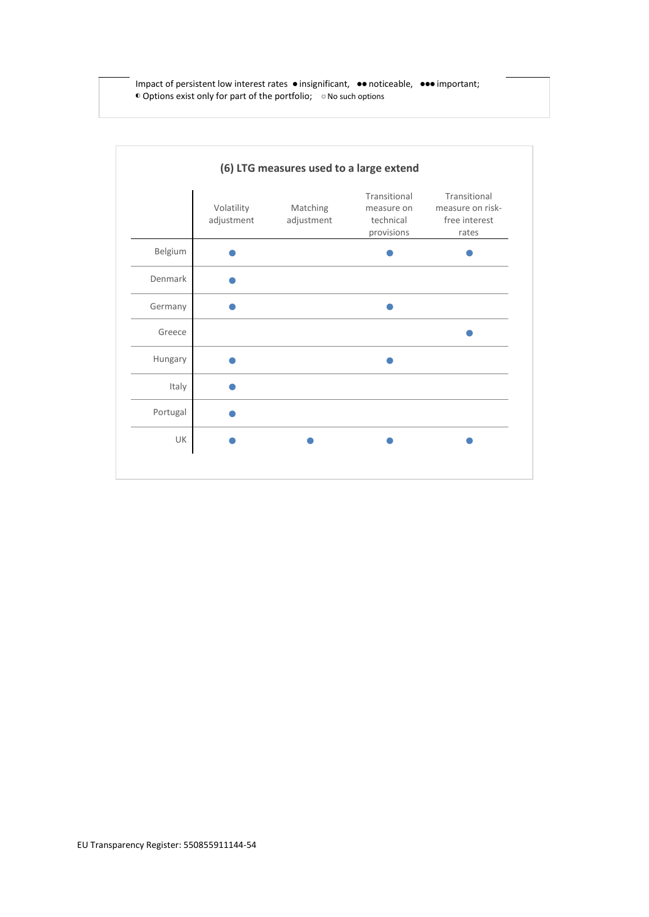Impact of persistent low interest rates ● insignificant, ●● noticeable, ●●● important;
◐ Options exist only for part of the portfolio; ○ No such options

**(6) LTG measures used to a large extend**

| | Volatility adjustment | Matching adjustment | Transitional measure on technical provisions | Transitional measure on risk-free interest rates |
|---|---|---|---|---|
| Belgium | ● | | ● | ● |
| Denmark | ● | | | |
| Germany | ● | | ● | |
| Greece | | | | ● |
| Hungary | ● | | ● | |
| Italy | ● | | | |
| Portugal | ● | | | |
| UK | ● | ● | ● | ● |

EU Transparency Register: 550855911144-54